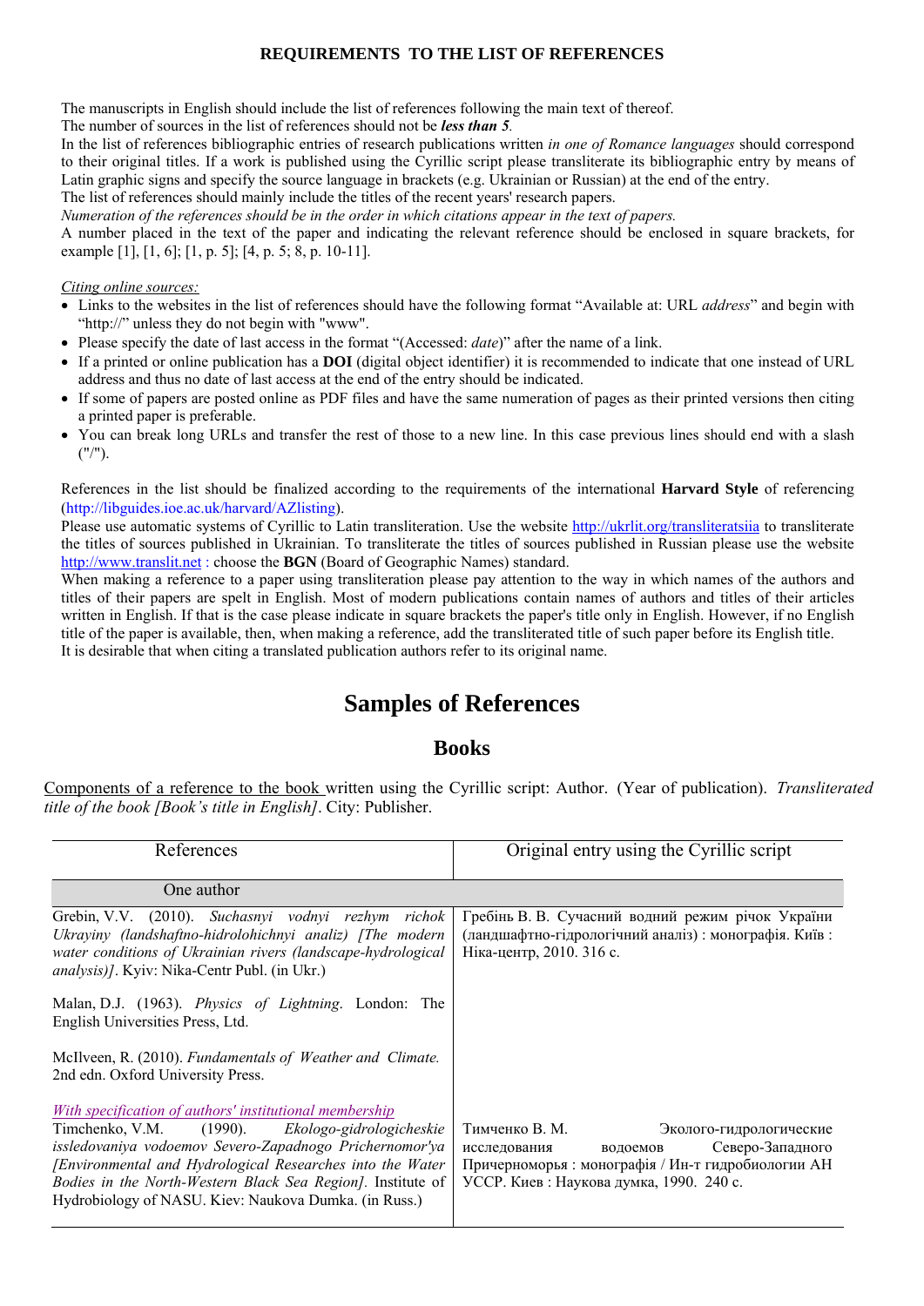**REQUIREMENTS TO THE LIST OF REFERENCES**

The manuscripts in English should include the list of references following the main text of thereof.
The number of sources in the list of references should not be ***less than 5***.
In the list of references bibliographic entries of research publications written *in one of Romance languages* should correspond to their original titles. If a work is published using the Cyrillic script please transliterate its bibliographic entry by means of Latin graphic signs and specify the source language in brackets (e.g. Ukrainian or Russian) at the end of the entry.
The list of references should mainly include the titles of the recent years' research papers.
*Numeration of the references should be in the order in which citations appear in the text of papers.*
A number placed in the text of the paper and indicating the relevant reference should be enclosed in square brackets, for example [1], [1, 6]; [1, p. 5]; [4, p. 5; 8, p. 10-11].

*Citing online sources:*

- Links to the websites in the list of references should have the following format "Available at: URL *address*" and begin with "http://" unless they do not begin with "www".
- Please specify the date of last access in the format "(Accessed: *date*)" after the name of a link.
- If a printed or online publication has a **DOI** (digital object identifier) it is recommended to indicate that one instead of URL address and thus no date of last access at the end of the entry should be indicated.
- If some of papers are posted online as PDF files and have the same numeration of pages as their printed versions then citing a printed paper is preferable.
- You can break long URLs and transfer the rest of those to a new line. In this case previous lines should end with a slash ("/").

References in the list should be finalized according to the requirements of the international **Harvard Style** of referencing (http://libguides.ioe.ac.uk/harvard/AZlisting).
Please use automatic systems of Cyrillic to Latin transliteration. Use the website http://ukrlit.org/transliteratsiia to transliterate the titles of sources published in Ukrainian. To transliterate the titles of sources published in Russian please use the website http://www.translit.net : choose the **BGN** (Board of Geographic Names) standard.
When making a reference to a paper using transliteration please pay attention to the way in which names of the authors and titles of their papers are spelt in English. Most of modern publications contain names of authors and titles of their articles written in English. If that is the case please indicate in square brackets the paper's title only in English. However, if no English title of the paper is available, then, when making a reference, add the transliterated title of such paper before its English title.
It is desirable that when citing a translated publication authors refer to its original name.

# Samples of References

## Books

Components of a reference to the book written using the Cyrillic script: Author. (Year of publication). *Transliterated title of the book [Book's title in English]*. City: Publisher.

| References | Original entry using the Cyrillic script |
|---|---|
| One author | |
| Grebin, V.V. (2010). *Suchasnyi vodnyi rezhym richok Ukrayiny (landshaftno-hidrolohichnyi analiz) [The modern water conditions of Ukrainian rivers (landscape-hydrological analysis)]*. Kyiv: Nika-Centr Publ. (in Ukr.) | Гребінь В. В. Сучасний водний режим річок України (ландшафтно-гідрологічний аналіз) : монографія. Київ : Ніка-центр, 2010. 316 с. |
| Malan, D.J. (1963). *Physics of Lightning*. London: The English Universities Press, Ltd. | |
| McIlveen, R. (2010). *Fundamentals of Weather and Climate.* 2nd edn. Oxford University Press. | |
| *With specification of authors' institutional membership* Timchenko, V.M. (1990). *Ekologo-gidrologicheskie issledovaniya vodoemov Severo-Zapadnogo Prichernomor'ya [Environmental and Hydrological Researches into the Water Bodies in the North-Western Black Sea Region].* Institute of Hydrobiology of NASU. Kiev: Naukova Dumka. (in Russ.) | Тимченко В. М. Эколого-гидрологические исследования водоемов Северо-Западного Причерноморья : монографія / Ин-т гидробиологии АН УССР. Киев : Наукова думка, 1990. 240 с. |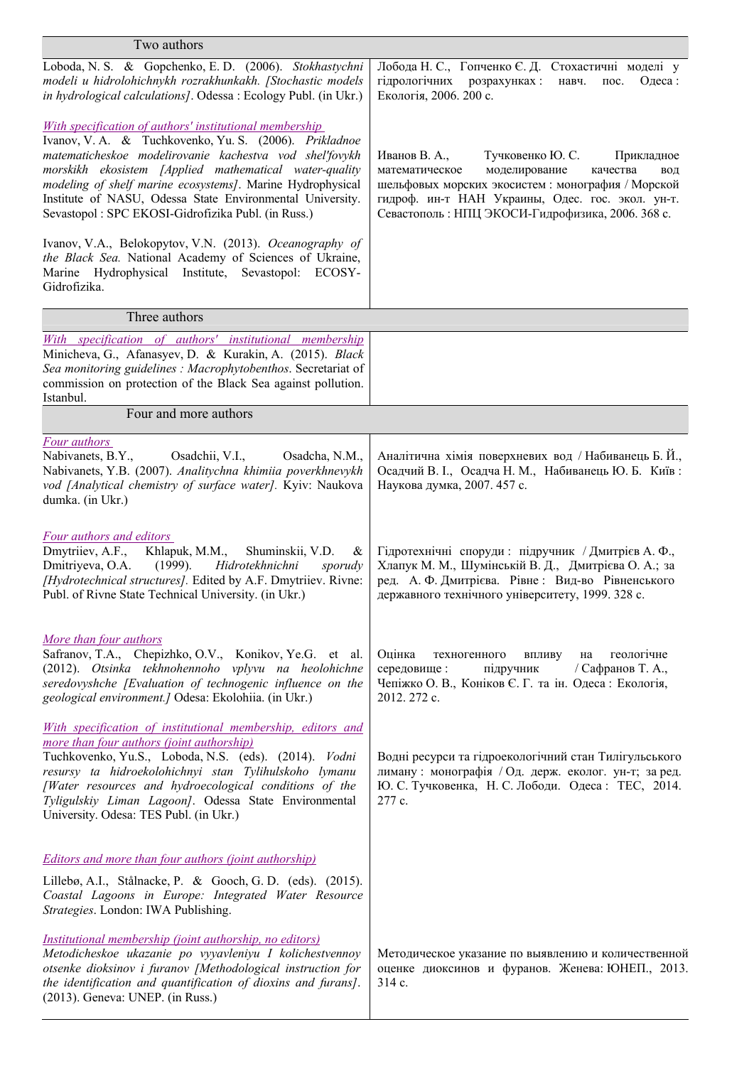| Two authors | |
|---|---|
| Loboda, N. S. & Gopchenko, E. D. (2006). *Stokhastychni modeli u hidrolohichnykh rozrakhunkakh. [Stochastic models in hydrological calculations]*. Odessa : Ecology Publ. (in Ukr.) | Лобода Н. С., Гопченко Є. Д. Стохастичні моделі у гідрологічних розрахунках : навч. пос. Одеса : Екологія, 2006. 200 с. |
| *With specification of authors' institutional membership* Ivanov, V. A. & Tuchkovenko, Yu. S. (2006). *Prikladnoe matematicheskoe modelirovanie kachestva vod shel'fovykh morskikh ekosistem [Applied mathematical water-quality modeling of shelf marine ecosystems]*. Marine Hydrophysical Institute of NASU, Odessa State Environmental University. Sevastopol : SPC EKOSI-Gidrofizika Publ. (in Russ.) | Иванов В. А., Тучковенко Ю. С. Прикладное математическое моделирование качества вод шельфовых морских экосистем : монография / Морской гидроф. ин-т НАН Украины, Одес. гос. экол. ун-т. Севастополь : НПЦ ЭКОСИ-Гидрофизика, 2006. 368 с. |
| Ivanov, V.A., Belokopytov, V.N. (2013). *Oceanography of the Black Sea.* National Academy of Sciences of Ukraine, Marine Hydrophysical Institute, Sevastopol: ECOSY-Gidrofizika. | |
| **Three authors** | |
| *With specification of authors' institutional membership* Minicheva, G., Afanasyev, D. & Kurakin, A. (2015). *Black Sea monitoring guidelines : Macrophytobenthos*. Secretariat of commission on protection of the Black Sea against pollution. Istanbul. | |
| **Four and more authors** | |
| *Four authors* Nabivanets, B.Y., Osadchii, V.I., Osadcha, N.M., Nabivanets, Y.B. (2007). *Analitychna khimiia poverkhnevykh vod [Analytical chemistry of surface water].* Kyiv: Naukova dumka. (in Ukr.) | Аналітична хімія поверхневих вод / Набиванець Б. Й., Осадчий В. І., Осадча Н. М., Набиванець Ю. Б. Київ : Наукова думка, 2007. 457 с. |
| *Four authors and editors* Dmytriiev, A.F., Khlapuk, M.M., Shuminskii, V.D. & Dmitriyeva, O.A. (1999). *Hidrotekhnichni sporudy [Hydrotechnical structures].* Edited by A.F. Dmytriiev. Rivne: Publ. of Rivne State Technical University. (in Ukr.) | Гідротехнічні споруди : підручник / Дмитрієв А. Ф., Хлапук М. М., Шумінській В. Д., Дмитрієва О. А.; за ред. А. Ф. Дмитрієва. Рівне : Вид-во Рівненського державного технічного університету, 1999. 328 с. |
| *More than four authors* Safranov, T.A., Chepizhko, O.V., Konikov, Ye.G. et al. (2012). *Otsinka tekhnohennoho vplyvu na heolohichne seredovyshche [Evaluation of technogenic influence on the geological environment.]* Odesa: Ekolohiia. (in Ukr.) | Оцінка техногенного впливу на геологічне середовище : підручник / Сафранов Т. А., Чепіжко О. В., Коніков Є. Г. та ін. Одеса : Екологія, 2012. 272 с. |
| *With specification of institutional membership, editors and more than four authors (joint authorship)* Tuchkovenko, Yu.S., Loboda, N.S. (eds). (2014). *Vodni resursy ta hidroekolohichnyi stan Tylihulskoho lymanu [Water resources and hydroecological conditions of the Tyligulskiy Liman Lagoon]*. Odessa State Environmental University. Odesa: TES Publ. (in Ukr.) | Водні ресурси та гідроекологічний стан Тилігульського лиману : монографія / Од. держ. екол. ун-т; за ред. Ю. С. Тучковенка, Н. С. Лободи. Одеса : ТЕС, 2014. 277 с. |
| *Editors and more than four authors (joint authorship)* Lillebø, A.I., Stålnacke, P. & Gooch, G. D. (eds). (2015). *Coastal Lagoons in Europe: Integrated Water Resource Strategies*. London: IWA Publishing. | |
| *Institutional membership (joint authorship, no editors)* *Metodicheskoe ukazanie po vyyavleniyu I kolichestvennoy otsenke dioksinov i furanov [Methodological instruction for the identification and quantification of dioxins and furans]*. (2013). Geneva: UNEP. (in Russ.) | Методическое указание по выявлению и количественной оценке диоксинов и фуранов. Женева: ЮНЕП., 2013. 314 с. |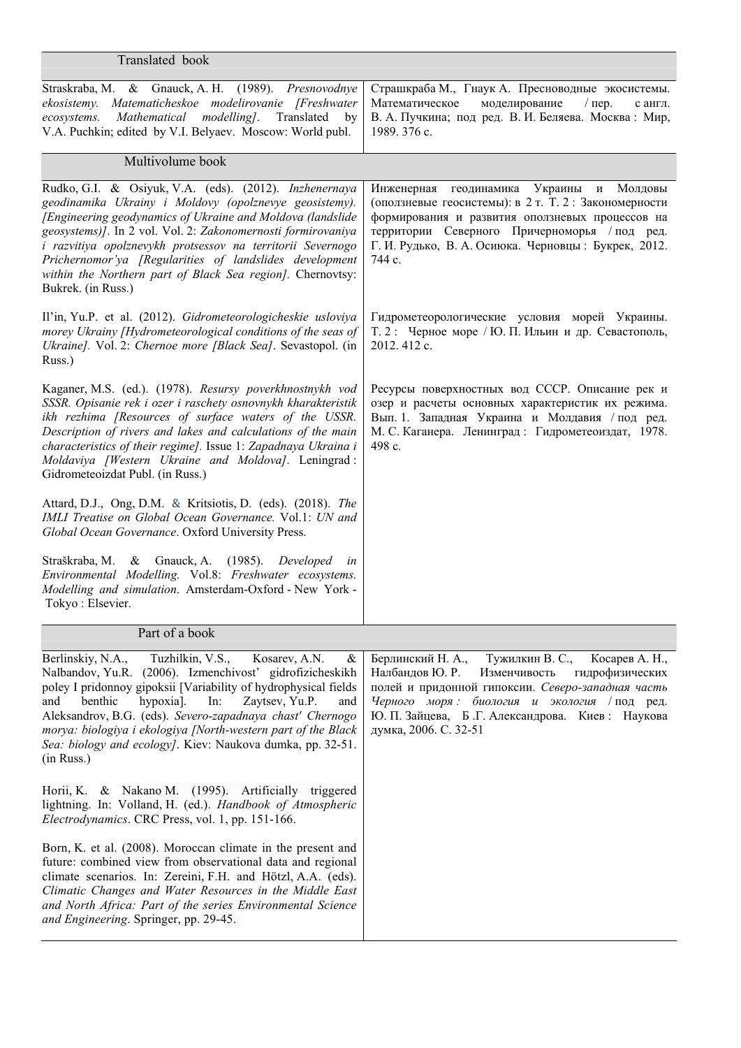| Translated book | |
|---|---|
| Straskraba, M. & Gnauck, A. H. (1989). *Presnovodnye ekosistemy. Matematicheskoe modelirovanie [Freshwater ecosystems. Mathematical modelling]*. Translated by V.A. Puchkin; edited by V.I. Belyaev. Moscow: World publ. | Страшкраба М., Гнаук А. Пресноводные экосистемы. Математическое моделирование / пер. с англ. В. А. Пучкина; под ред. В. И. Беляева. Москва : Мир, 1989. 376 с. |
| **Multivolume book** | |
| Rudko, G.I. & Osiyuk, V.A. (eds). (2012). *Inzhenernaya geodinamika Ukrainy i Moldovy (opolznevye geosistemy). [Engineering geodynamics of Ukraine and Moldova (landslide geosystems)]*. In 2 vol. Vol. 2: *Zakonomernosti formirovaniya i razvitiya opolznevykh protsessov na territorii Severnogo Prichernomor'ya [Regularities of landslides development within the Northern part of Black Sea region]*. Chernovtsy: Bukrek. (in Russ.) | Инженерная геодинамика Украины и Молдовы (оползневые геосистемы): в 2 т. Т. 2 : Закономерности формирования и развития оползневых процессов на территории Северного Причерноморья / под ред. Г. И. Рудько, В. А. Осиюка. Черновцы : Букрек, 2012. 744 с. |
| Il'in, Yu.P. et al. (2012). *Gidrometeorologicheskie usloviya morey Ukrainy [Hydrometeorological conditions of the seas of Ukraine]*. Vol. 2: *Chernoe more [Black Sea]*. Sevastopol. (in Russ.) | Гидрометеорологические условия морей Украины. Т. 2 : Черное море / Ю. П. Ильин и др. Севастополь, 2012. 412 с. |
| Kaganer, M.S. (ed.). (1978). *Resursy poverkhnostnykh vod SSSR. Opisanie rek i ozer i raschety osnovnykh kharakteristik ikh rezhima [Resources of surface waters of the USSR. Description of rivers and lakes and calculations of the main characteristics of their regime]*. Issue 1: *Zapadnaya Ukraina i Moldaviya [Western Ukraine and Moldova]*. Leningrad : Gidrometeoizdat Publ. (in Russ.) | Ресурсы поверхностных вод СССР. Описание рек и озер и расчеты основных характеристик их режима. Вып. 1. Западная Украина и Молдавия / под ред. М. С. Каганера. Ленинград : Гидрометеоиздат, 1978. 498 с. |
| Attard, D.J., Ong, D.M. & Kritsiotis, D. (eds). (2018). *The IMLI Treatise on Global Ocean Governance.* Vol.1: *UN and Global Ocean Governance*. Oxford University Press. | |
| Straškraba, M. & Gnauck, A. (1985). *Developed in Environmental Modelling.* Vol.8: *Freshwater ecosystems. Modelling and simulation*. Amsterdam-Oxford - New York - Tokyo : Elsevier. | |
| **Part of a book** | |
| Berlinskiy, N.A., Tuzhilkin, V.S., Kosarev, A.N. & Nalbandov, Yu.R. (2006). Izmenchivost' gidrofizicheskikh poley I pridonnoy gipoksii [Variability of hydrophysical fields and benthic hypoxia]. In: Zaytsev, Yu.P. and Aleksandrov, B.G. (eds). *Severo-zapadnaya chast' Chernogo morya: biologiya i ekologiya [North-western part of the Black Sea: biology and ecology]*. Kiev: Naukova dumka, pp. 32-51. (in Russ.) | Берлинский Н. А., Тужилкин В. С., Косарев А. Н., Налбандов Ю. Р. Изменчивость гидрофизических полей и придонной гипоксии. *Северо-западная часть Черного моря : биология и экология* / под ред. Ю. П. Зайцева, Б .Г. Александрова. Киев : Наукова думка, 2006. С. 32-51 |
| Horii, K. & Nakano M. (1995). Artificially triggered lightning. In: Volland, H. (ed.). *Handbook of Atmospheric Electrodynamics*. CRC Press, vol. 1, pp. 151-166. | |
| Born, K. et al. (2008). Moroccan climate in the present and future: combined view from observational data and regional climate scenarios. In: Zereini, F.H. and Hötzl, A.A. (eds). *Climatic Changes and Water Resources in the Middle East and North Africa: Part of the series Environmental Science and Engineering*. Springer, pp. 29-45. | |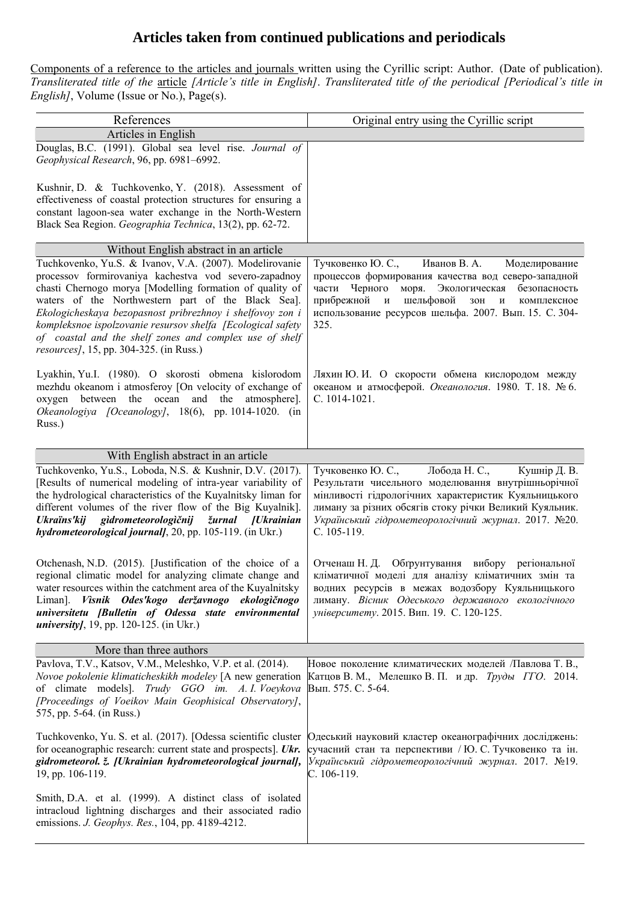## Articles taken from continued publications and periodicals

Components of a reference to the articles and journals written using the Cyrillic script: Author. (Date of publication). *Transliterated title of the* article *[Article's title in English]*. *Transliterated title of the periodical [Periodical's title in English]*, Volume (Issue or No.), Page(s).

| References | Original entry using the Cyrillic script |
|---|---|
| **Articles in English** | |
| Douglas, B.C. (1991). Global sea level rise. *Journal of Geophysical Research*, 96, pp. 6981–6992. | |
| Kushnir, D. & Tuchkovenko, Y. (2018). Assessment of effectiveness of coastal protection structures for ensuring a constant lagoon-sea water exchange in the North-Western Black Sea Region. *Geographia Technica*, 13(2), pp. 62-72. | |
| **Without English abstract in an article** | |
| Tuchkovenko, Yu.S. & Ivanov, V.A. (2007). Modelirovanie processov formirovaniya kachestva vod severo-zapadnoy chasti Chernogo morya [Modelling formation of quality of waters of the Northwestern part of the Black Sea]. *Ekologicheskaya bezopasnost pribrezhnoy i shelfovoy zon i kompleksnoe ispolzovanie resursov shelfa [Ecological safety of coastal and the shelf zones and complex use of shelf resources]*, 15, pp. 304-325. (in Russ.) | Тучковенко Ю. С., Иванов В. А. Моделирование процессов формирования качества вод северо-западной части Черного моря. Экологическая безопасность прибрежной и шельфовой зон и комплексное использование ресурсов шельфа. 2007. Вып. 15. С. 304-325. |
| Lyakhin, Yu.I. (1980). O skorosti obmena kislorodom mezhdu okeanom i atmosferoy [On velocity of exchange of oxygen between the ocean and the atmosphere]. *Okeanologiya [Oceanology]*, 18(6), pp. 1014-1020. (in Russ.) | Ляхин Ю. И. О скорости обмена кислородом между океаном и атмосферой. *Океанология*. 1980. Т. 18. № 6. С. 1014-1021. |
| **With English abstract in an article** | |
| Tuchkovenko, Yu.S., Loboda, N.S. & Kushnir, D.V. (2017). [Results of numerical modeling of intra-year variability of the hydrological characteristics of the Kuyalnitsky liman for different volumes of the river flow of the Big Kuyalnik]. ***Ukraïns'kij gidrometeorologìčnij žurnal [Ukrainian hydrometeorological journal]***, 20, pp. 105-119. (in Ukr.) | Тучковенко Ю. С., Лобода Н. С., Кушнір Д. В. Результати чисельного моделювання внутрішньорічної мінливості гідрологічних характеристик Куяльницького лиману за різних обсягів стоку річки Великий Куяльник. *Український гідрометеорологічний журнал*. 2017. №20. С. 105-119. |
| Otchenash, N.D. (2015). [Justification of the choice of a regional climatic model for analyzing climate change and water resources within the catchment area of the Kuyalnitsky Liman]. ***Vìsnik Odes'kogo deržavnogo ekologìčnogo unìversitetu [Bulletin of Odessa state environmental university]***, 19, pp. 120-125. (in Ukr.) | Отченаш Н. Д. Обґрунтування вибору регіональної кліматичної моделі для аналізу кліматичних змін та водних ресурсів в межах водозбору Куяльницького лиману. *Вісник Одеського державного екологічного університету*. 2015. Вип. 19. С. 120-125. |
| **More than three authors** | |
| Pavlova, T.V., Katsov, V.M., Meleshko, V.P. et al. (2014). *Novoe pokolenie klimaticheskikh modeley* [A new generation of climate models]. *Trudy GGO im. A. I. Voeykova [Proceedings of Voeikov Main Geophisical Observatory]*, 575, pp. 5-64. (in Russ.) | Новое поколение климатических моделей /Павлова Т. В., Катцов В. М., Мелешко В. П. и др. *Труды ГГО*. 2014. Вып. 575. С. 5-64. |
| Tuchkovenko, Yu. S. et al. (2017). [Odessa scientific cluster for oceanographic research: current state and prospects]. ***Ukr. gidrometeorol. ž. [Ukrainian hydrometeorological journal]***, 19, pp. 106-119. | Одеський науковий кластер океанографічних досліджень: сучасний стан та перспективи / Ю. С. Тучковенко та ін. *Український гідрометеорологічний журнал*. 2017. №19. С. 106-119. |
| Smith, D.A. et al. (1999). A distinct class of isolated intracloud lightning discharges and their associated radio emissions. *J. Geophys. Res.*, 104, pp. 4189-4212. | |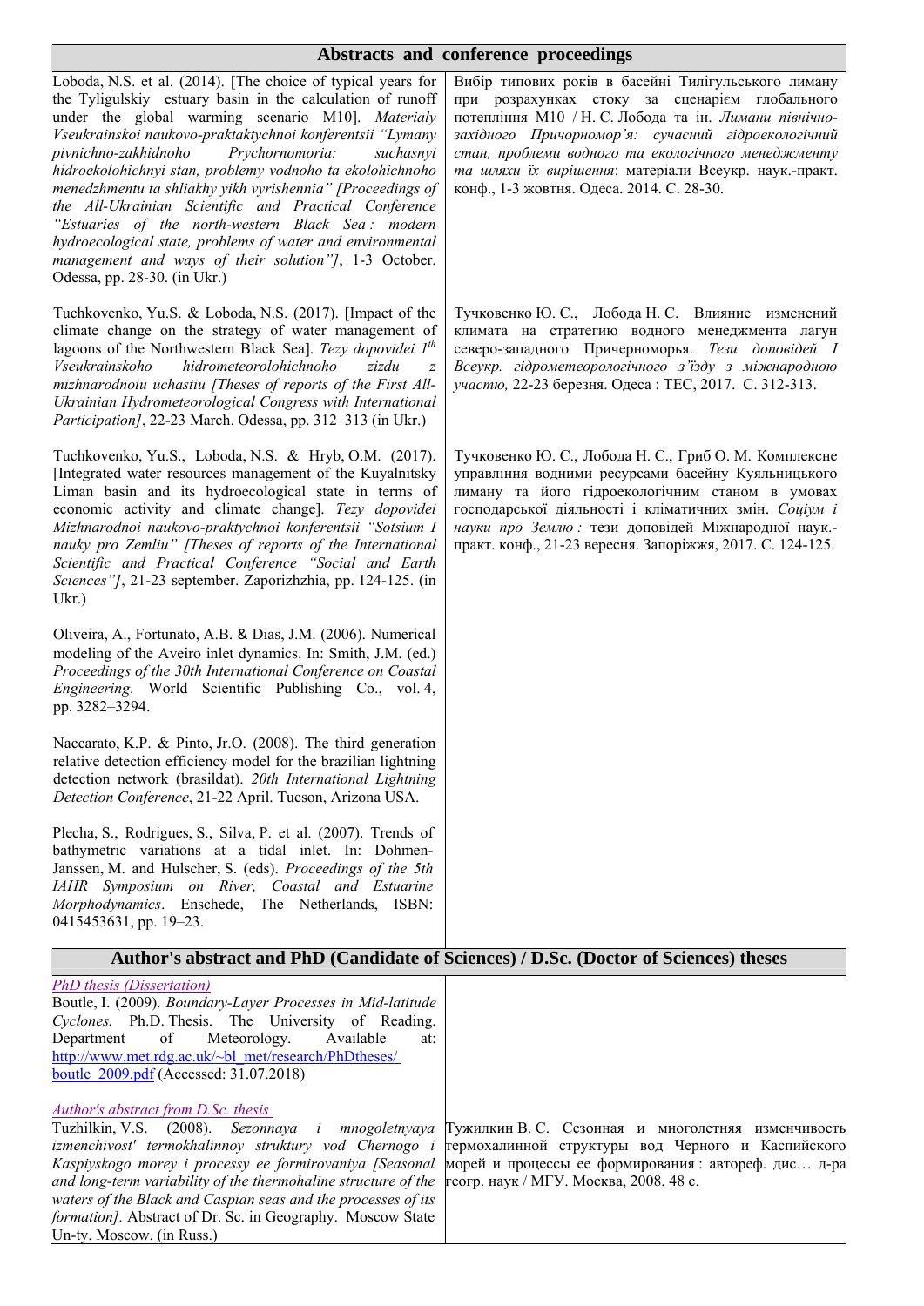| Abstracts and conference proceedings | |
|---|---|
| Loboda, N.S. et al. (2014). [The choice of typical years for the Tyligulskiy estuary basin in the calculation of runoff under the global warming scenario M10]. *Materialy Vseukrainskoi naukovo-praktaktychnoi konferentsii "Lymany pivnichno-zakhidnoho Prychornomoria: suchasnyi hidroekolohichnyi stan, problemy vodnoho ta ekolohichnoho menedzhmentu ta shliakhy yikh vyrishennia" [Proceedings of the All-Ukrainian Scientific and Practical Conference "Estuaries of the north-western Black Sea: modern hydroecological state, problems of water and environmental management and ways of their solution"]*, 1-3 October. Odessa, pp. 28-30. (in Ukr.) | Вибір типових років в басейні Тилігульського лиману при розрахунках стоку за сценарієм глобального потепління M10 / Н. С. Лобода та ін. *Лимани північно-західного Причорномор'я: сучасний гідроекологічний стан, проблеми водного та екологічного менеджменту та шляхи їх вирішення*: матеріали Всеукр. наук.-практ. конф., 1-3 жовтня. Одеса. 2014. С. 28-30. |
| Tuchkovenko, Yu.S. & Loboda, N.S. (2017). [Impact of the climate change on the strategy of water management of lagoons of the Northwestern Black Sea]. *Tezy dopovidei 1[th] Vseukrainskoho hidrometeorolohichnoho zizdu z mizhnarodnoiu uchastiu [Theses of reports of the First All-Ukrainian Hydrometeorological Congress with International Participation]*, 22-23 March. Odessa, pp. 312–313 (in Ukr.) | Тучковенко Ю. С., Лобода Н. С. Влияние изменений климата на стратегию водного менеджмента лагун северо-западного Причерноморья. *Тези доповідей I Всеукр. гідрометеорологічного з'їзду з міжнародною участю,* 22-23 березня. Одеса : ТЕС, 2017. С. 312-313. |
| Tuchkovenko, Yu.S., Loboda, N.S. & Hryb, O.M. (2017). [Integrated water resources management of the Kuyalnitsky Liman basin and its hydroecological state in terms of economic activity and climate change]. *Tezy dopovidei Mizhnarodnoi naukovo-praktychnoi konferentsii "Sotsium I nauky pro Zemliu" [Theses of reports of the International Scientific and Practical Conference "Social and Earth Sciences"]*, 21-23 september. Zaporizhzhia, pp. 124-125. (in Ukr.) | Тучковенко Ю. С., Лобода Н. С., Гриб О. М. Комплексне управління водними ресурсами басейну Куяльницького лиману та його гідроекологічним станом в умовах господарської діяльності і кліматичних змін. *Соціум і науки про Землю :* тези доповідей Міжнародної наук.-практ. конф., 21-23 вересня. Запоріжжя, 2017. С. 124-125. |
| Oliveira, A., Fortunato, A.B. & Dias, J.M. (2006). Numerical modeling of the Aveiro inlet dynamics. In: Smith, J.M. (ed.) *Proceedings of the 30th International Conference on Coastal Engineering*. World Scientific Publishing Co., vol. 4, pp. 3282–3294. | |
| Naccarato, K.P. & Pinto, Jr.O. (2008). The third generation relative detection efficiency model for the brazilian lightning detection network (brasildat). *20th International Lightning Detection Conference*, 21-22 April. Tucson, Arizona USA. | |
| Plecha, S., Rodrigues, S., Silva, P. et al. (2007). Trends of bathymetric variations at a tidal inlet. In: Dohmen-Janssen, M. and Hulscher, S. (eds). *Proceedings of the 5th IAHR Symposium on River, Coastal and Estuarine Morphodynamics*. Enschede, The Netherlands, ISBN: 0415453631, pp. 19–23. | |

| Author's abstract and PhD (Candidate of Sciences) / D.Sc. (Doctor of Sciences) theses | |
|---|---|
| *PhD thesis (Dissertation)*<br>Boutle, I. (2009). *Boundary-Layer Processes in Mid-latitude Cyclones.* Ph.D. Thesis. The University of Reading. Department of Meteorology. Available at: http://www.met.rdg.ac.uk/~bl_met/research/PhDtheses/boutle_2009.pdf (Accessed: 31.07.2018) | |
| *Author's abstract from D.Sc. thesis*<br>Tuzhilkin, V.S. (2008). *Sezonnaya i mnogoletnyaya izmenchivost' termokhalinnoy struktury vod Chernogo i Kaspiyskogo morey i processy ee formirovaniya [Seasonal and long-term variability of the thermohaline structure of the waters of the Black and Caspian seas and the processes of its formation].* Abstract of Dr. Sc. in Geography. Moscow State Un-ty. Moscow. (in Russ.) | Тужилкин В. С. Сезонная и многолетняя изменчивость термохалинной структуры вод Черного и Каспийского морей и процессы ее формирования : автореф. дис… д-ра геогр. наук / МГУ. Москва, 2008. 48 с. |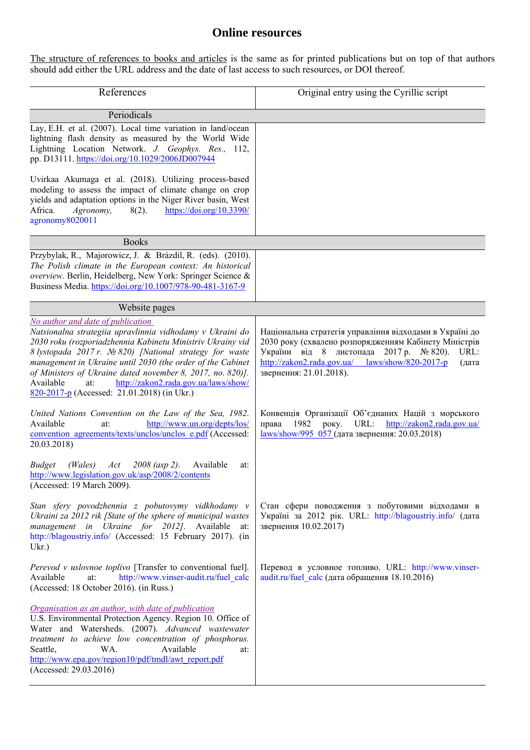# Online resources

The structure of references to books and articles is the same as for printed publications but on top of that authors should add either the URL address and the date of last access to such resources, or DOI thereof.

| References | Original entry using the Cyrillic script |
|---|---|
| **Periodicals** | |
| Lay, E.H. et al. (2007). Local time variation in land/ocean lightning flash density as measured by the World Wide Lightning Location Network. *J. Geophys. Res.,* 112, pp. D13111. https://doi.org/10.1029/2006JD007944 | |
| Uvirkaa Akumaga et al. (2018). Utilizing process-based modeling to assess the impact of climate change on crop yields and adaptation options in the Niger River basin, West Africa. *Agronomy,* 8(2). https://doi.org/10.3390/agronomy8020011 | |
| **Books** | |
| Przybylak, R., Majorowicz, J. & Brázdil, R. (eds). (2010). *The Polish climate in the European context: An historical overview*. Berlin, Heidelberg, New York: Springer Science & Business Media. https://doi.org/10.1007/978-90-481-3167-9 | |
| **Website pages** | |
| *No author and date of publication* <br> *Natsionalna strategiia upravlinnia vidhodamy v Ukraini do 2030 roku (rozporiadzhennia Kabinetu Ministriv Ukrainy vid 8 lystopada 2017 r. № 820) [National strategy for waste management in Ukraine until 2030 (the order of the Cabinet of Ministers of Ukraine dated november 8, 2017, no. 820)].* Available at: http://zakon2.rada.gov.ua/laws/show/820-2017-p (Accessed: 21.01.2018) (in Ukr.) | Національна стратегія управління відходами в Україні до 2030 року (схвалено розпорядженням Кабінету Міністрів України від 8 листопада 2017 р. № 820). URL: http://zakon2.rada.gov.ua/ laws/show/820-2017-p (дата звернення: 21.01.2018). |
| *United Nations Convention on the Law of the Sea, 1982*. Available at: http://www.un.org/depts/los/convention_agreements/texts/unclos/unclos_e.pdf (Accessed: 20.03.2018) | Конвенція Організації Об'єднаних Націй з морського права 1982 року. URL: http://zakon2.rada.gov.ua/laws/show/995_057 (дата звернення: 20.03.2018) |
| *Budget (Wales) Act 2008 (asp 2)*. Available at: http://www.legislation.gov.uk/asp/2008/2/contents (Accessed: 19 March 2009). | |
| *Stan sfery povodzhennia z pobutovymy vidkhodamy v Ukraini za 2012 rik [State of the sphere of municipal wastes management in Ukraine for 2012]*. Available at: http://blagoustriy.info/ (Accessed: 15 February 2017). (in Ukr.) | Стан сфери поводження з побутовими відходами в Україні за 2012 рік. URL: http://blagoustriy.info/ (дата звернення 10.02.2017) |
| *Perevod v uslovnoe toplivo* [Transfer to conventional fuel]. Available at: http://www.vinser-audit.ru/fuel_calc (Accessed: 18 October 2016). (in Russ.) | Перевод в условное топливо. URL: http://www.vinser-audit.ru/fuel_calc (дата обращения 18.10.2016) |
| *Organisation as an author, with date of publication* <br> U.S. Environmental Protection Agency. Region 10. Office of Water and Watersheds. (2007). *Advanced wastewater treatment to achieve low concentration of phosphorus.* Seattle, WA. Available at: http://www.epa.gov/region10/pdf/tmdl/awt_report.pdf (Accessed: 29.03.2016) | |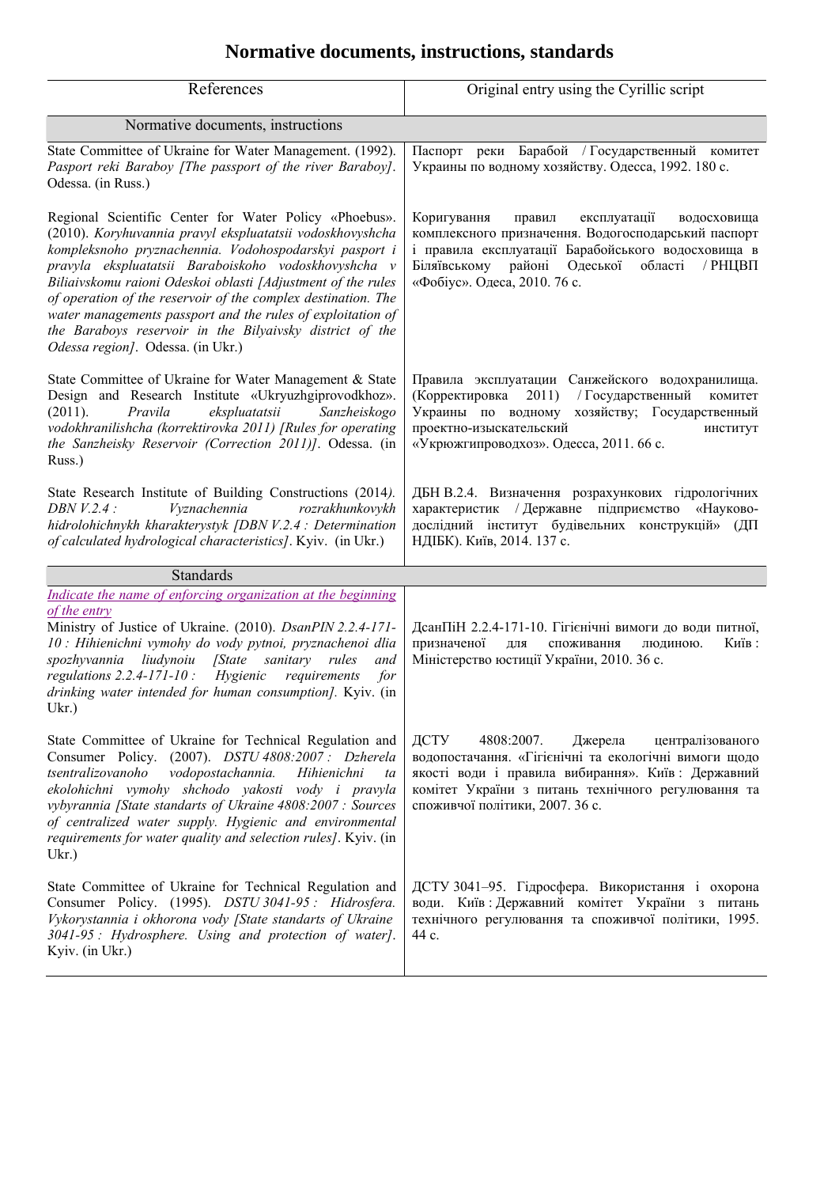# Normative documents, instructions, standards

| References | Original entry using the Cyrillic script |
|---|---|
| **Normative documents, instructions** | |
| State Committee of Ukraine for Water Management. (1992). *Pasport reki Baraboy [The passport of the river Baraboy]*. Odessa. (in Russ.) | Паспорт реки Барабой / Государственный комитет Украины по водному хозяйству. Одесса, 1992. 180 с. |
| Regional Scientific Center for Water Policy «Phoebus». (2010). *Koryhuvannia pravyl ekspluatatsii vodoskhovyshcha kompleksnoho pryznachennia. Vodohospodarskyi pasport i pravyla ekspluatatsii Baraboiskoho vodoskhovyshcha v Biliaivskomu raioni Odeskoi oblasti [Adjustment of the rules of operation of the reservoir of the complex destination. The water managements passport and the rules of exploitation of the Baraboys reservoir in the Bilyaivsky district of the Odessa region]*. Odessa. (in Ukr.) | Коригування правил експлуатації водосховища комплексного призначення. Водогосподарський паспорт і правила експлуатації Барабойського водосховища в Біляївському районі Одеської області / РНЦВП «Фобіус». Одеса, 2010. 76 с. |
| State Committee of Ukraine for Water Management & State Design and Research Institute «Ukryuzhgiprovodkhoz». (2011). *Pravila ekspluatatsii Sanzheiskogo vodokhranilishcha (korrektirovka 2011) [Rules for operating the Sanzheisky Reservoir (Correction 2011)]*. Odessa. (in Russ.) | Правила эксплуатации Санжейского водохранилища. (Корректировка 2011) / Государственный комитет Украины по водному хозяйству; Государственный проектно-изыскательский институт «Укрюжгипроводхоз». Одесса, 2011. 66 с. |
| State Research Institute of Building Constructions (2014). *DBN V.2.4 : Vyznachennia rozrakhunkovykh hidrolohichnykh kharakterystyk [DBN V.2.4 : Determination of calculated hydrological characteristics]*. Kyiv. (in Ukr.) | ДБН В.2.4. Визначення розрахункових гідрологічних характеристик / Державне підприємство «Науково-дослідний інститут будівельних конструкцій» (ДП НДІБК). Київ, 2014. 137 с. |
| **Standards** | |
| <u>*Indicate the name of enforcing organization at the beginning of the entry*</u><br>Ministry of Justice of Ukraine. (2010). *DsanPIN 2.2.4-171-10 : Hihienichni vymohy do vody pytnoi, pryznachenoi dlia spozhyvannia liudynoiu [State sanitary rules and regulations 2.2.4-171-10 : Hygienic requirements for drinking water intended for human consumption]*. Kyiv. (in Ukr.) | ДсанПіН 2.2.4-171-10. Гігієнічні вимоги до води питної, призначеної для споживання людиною. Київ : Міністерство юстиції України, 2010. 36 с. |
| State Committee of Ukraine for Technical Regulation and Consumer Policy. (2007). *DSTU 4808:2007 : Dzherela tsentralizovanoho vodopostachannia. Hihienichni ta ekolohichni vymohy shchodo yakosti vody i pravyla vybyrannia [State standarts of Ukraine 4808:2007 : Sources of centralized water supply. Hygienic and environmental requirements for water quality and selection rules]*. Kyiv. (in Ukr.) | ДСТУ 4808:2007. Джерела централізованого водопостачання. «Гігієнічні та екологічні вимоги щодо якості води і правила вибирання». Київ : Державний комітет України з питань технічного регулювання та споживчої політики, 2007. 36 с. |
| State Committee of Ukraine for Technical Regulation and Consumer Policy. (1995). *DSTU 3041-95 : Hidrosfera. Vykorystannia i okhorona vody [State standarts of Ukraine 3041-95 : Hydrosphere. Using and protection of water]*. Kyiv. (in Ukr.) | ДСТУ 3041–95. Гідросфера. Використання і охорона води. Київ : Державний комітет України з питань технічного регулювання та споживчої політики, 1995. 44 с. |